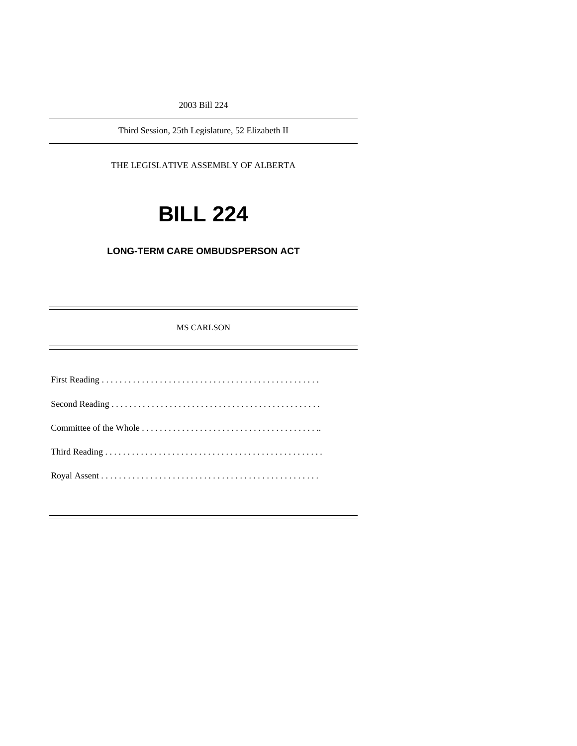2003 Bill 224

Third Session, 25th Legislature, 52 Elizabeth II

THE LEGISLATIVE ASSEMBLY OF ALBERTA

# BILL 224

## LONG-TERM CARE OMBUDSPERSON ACT

MS CARLSON

First Reading . . . . . . . . . . . . . . . . . . . . . . . . . . . . . . . . . . . . . . . . . . . . . . . . .

Second Reading . . . . . . . . . . . . . . . . . . . . . . . . . . . . . . . . . . . . . . . . . . . . . . .

Committee of the Whole . . . . . . . . . . . . . . . . . . . . . . . . . . . . . . . . . . . . . . . ..

Third Reading . . . . . . . . . . . . . . . . . . . . . . . . . . . . . . . . . . . . . . . . . . . . . . . . .

Royal Assent . . . . . . . . . . . . . . . . . . . . . . . . . . . . . . . . . . . . . . . . . . . . . . . . .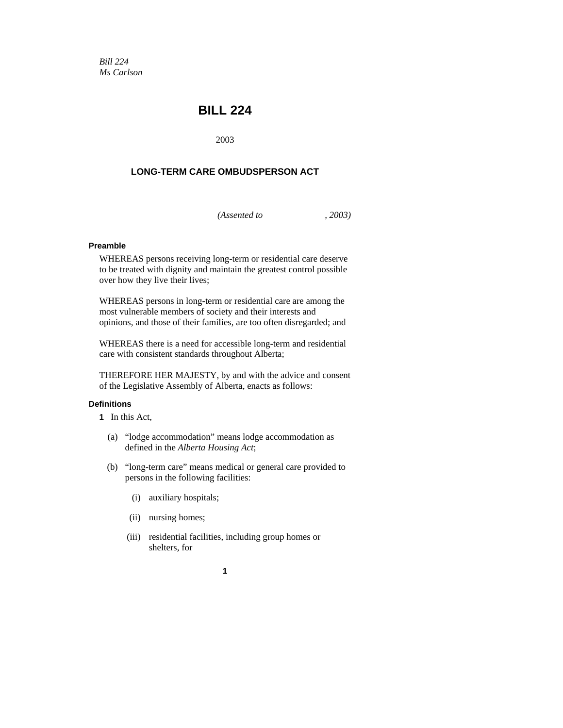*Bill 224*
*Ms Carlson*

# BILL 224

2003

## LONG-TERM CARE OMBUDSPERSON ACT

*(Assented to , 2003)*

**Preamble**

WHEREAS persons receiving long-term or residential care deserve to be treated with dignity and maintain the greatest control possible over how they live their lives;

WHEREAS persons in long-term or residential care are among the most vulnerable members of society and their interests and opinions, and those of their families, are too often disregarded; and

WHEREAS there is a need for accessible long-term and residential care with consistent standards throughout Alberta;

THEREFORE HER MAJESTY, by and with the advice and consent of the Legislative Assembly of Alberta, enacts as follows:

**Definitions**

**1** In this Act,

(a) "lodge accommodation" means lodge accommodation as defined in the *Alberta Housing Act*;

(b) "long-term care" means medical or general care provided to persons in the following facilities:

(i) auxiliary hospitals;

(ii) nursing homes;

(iii) residential facilities, including group homes or shelters, for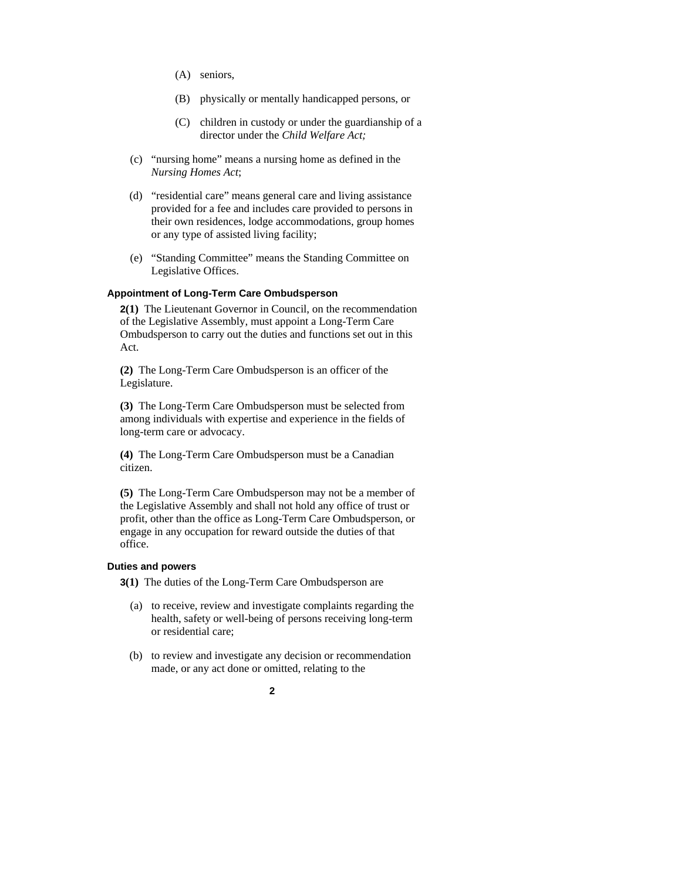(A) seniors,

(B) physically or mentally handicapped persons, or

(C) children in custody or under the guardianship of a director under the *Child Welfare Act;*

(c) "nursing home" means a nursing home as defined in the *Nursing Homes Act*;

(d) "residential care" means general care and living assistance provided for a fee and includes care provided to persons in their own residences, lodge accommodations, group homes or any type of assisted living facility;

(e) "Standing Committee" means the Standing Committee on Legislative Offices.

**Appointment of Long-Term Care Ombudsperson**

**2(1)** The Lieutenant Governor in Council, on the recommendation of the Legislative Assembly, must appoint a Long-Term Care Ombudsperson to carry out the duties and functions set out in this Act.

**(2)** The Long-Term Care Ombudsperson is an officer of the Legislature.

**(3)** The Long-Term Care Ombudsperson must be selected from among individuals with expertise and experience in the fields of long-term care or advocacy.

**(4)** The Long-Term Care Ombudsperson must be a Canadian citizen.

**(5)** The Long-Term Care Ombudsperson may not be a member of the Legislative Assembly and shall not hold any office of trust or profit, other than the office as Long-Term Care Ombudsperson, or engage in any occupation for reward outside the duties of that office.

**Duties and powers**

**3(1)** The duties of the Long-Term Care Ombudsperson are

(a) to receive, review and investigate complaints regarding the health, safety or well-being of persons receiving long-term or residential care;

(b) to review and investigate any decision or recommendation made, or any act done or omitted, relating to the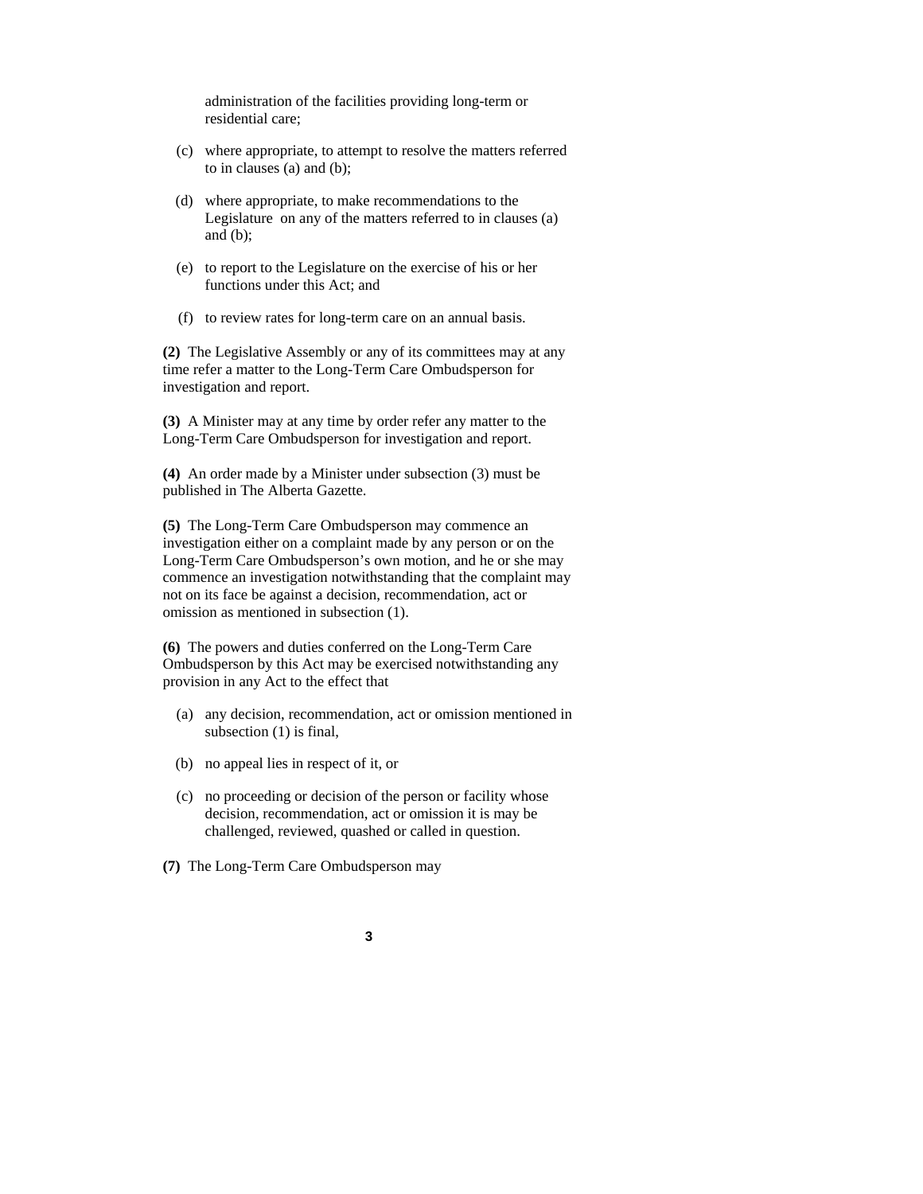administration of the facilities providing long-term or residential care;

(c) where appropriate, to attempt to resolve the matters referred to in clauses (a) and (b);

(d) where appropriate, to make recommendations to the Legislature on any of the matters referred to in clauses (a) and (b);

(e) to report to the Legislature on the exercise of his or her functions under this Act; and

(f) to review rates for long-term care on an annual basis.

**(2)** The Legislative Assembly or any of its committees may at any time refer a matter to the Long-Term Care Ombudsperson for investigation and report.

**(3)** A Minister may at any time by order refer any matter to the Long-Term Care Ombudsperson for investigation and report.

**(4)** An order made by a Minister under subsection (3) must be published in The Alberta Gazette.

**(5)** The Long-Term Care Ombudsperson may commence an investigation either on a complaint made by any person or on the Long-Term Care Ombudsperson's own motion, and he or she may commence an investigation notwithstanding that the complaint may not on its face be against a decision, recommendation, act or omission as mentioned in subsection (1).

**(6)** The powers and duties conferred on the Long-Term Care Ombudsperson by this Act may be exercised notwithstanding any provision in any Act to the effect that

(a) any decision, recommendation, act or omission mentioned in subsection (1) is final,

(b) no appeal lies in respect of it, or

(c) no proceeding or decision of the person or facility whose decision, recommendation, act or omission it is may be challenged, reviewed, quashed or called in question.

**(7)** The Long-Term Care Ombudsperson may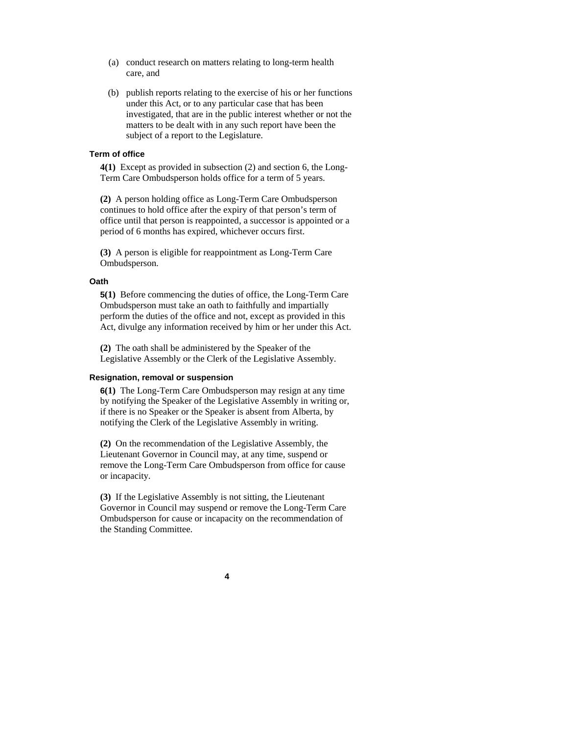(a) conduct research on matters relating to long-term health care, and

(b) publish reports relating to the exercise of his or her functions under this Act, or to any particular case that has been investigated, that are in the public interest whether or not the matters to be dealt with in any such report have been the subject of a report to the Legislature.

### Term of office

**4(1)** Except as provided in subsection (2) and section 6, the Long-Term Care Ombudsperson holds office for a term of 5 years.

**(2)** A person holding office as Long-Term Care Ombudsperson continues to hold office after the expiry of that person's term of office until that person is reappointed, a successor is appointed or a period of 6 months has expired, whichever occurs first.

**(3)** A person is eligible for reappointment as Long-Term Care Ombudsperson.

### Oath

**5(1)** Before commencing the duties of office, the Long-Term Care Ombudsperson must take an oath to faithfully and impartially perform the duties of the office and not, except as provided in this Act, divulge any information received by him or her under this Act.

**(2)** The oath shall be administered by the Speaker of the Legislative Assembly or the Clerk of the Legislative Assembly.

### Resignation, removal or suspension

**6(1)** The Long-Term Care Ombudsperson may resign at any time by notifying the Speaker of the Legislative Assembly in writing or, if there is no Speaker or the Speaker is absent from Alberta, by notifying the Clerk of the Legislative Assembly in writing.

**(2)** On the recommendation of the Legislative Assembly, the Lieutenant Governor in Council may, at any time, suspend or remove the Long-Term Care Ombudsperson from office for cause or incapacity.

**(3)** If the Legislative Assembly is not sitting, the Lieutenant Governor in Council may suspend or remove the Long-Term Care Ombudsperson for cause or incapacity on the recommendation of the Standing Committee.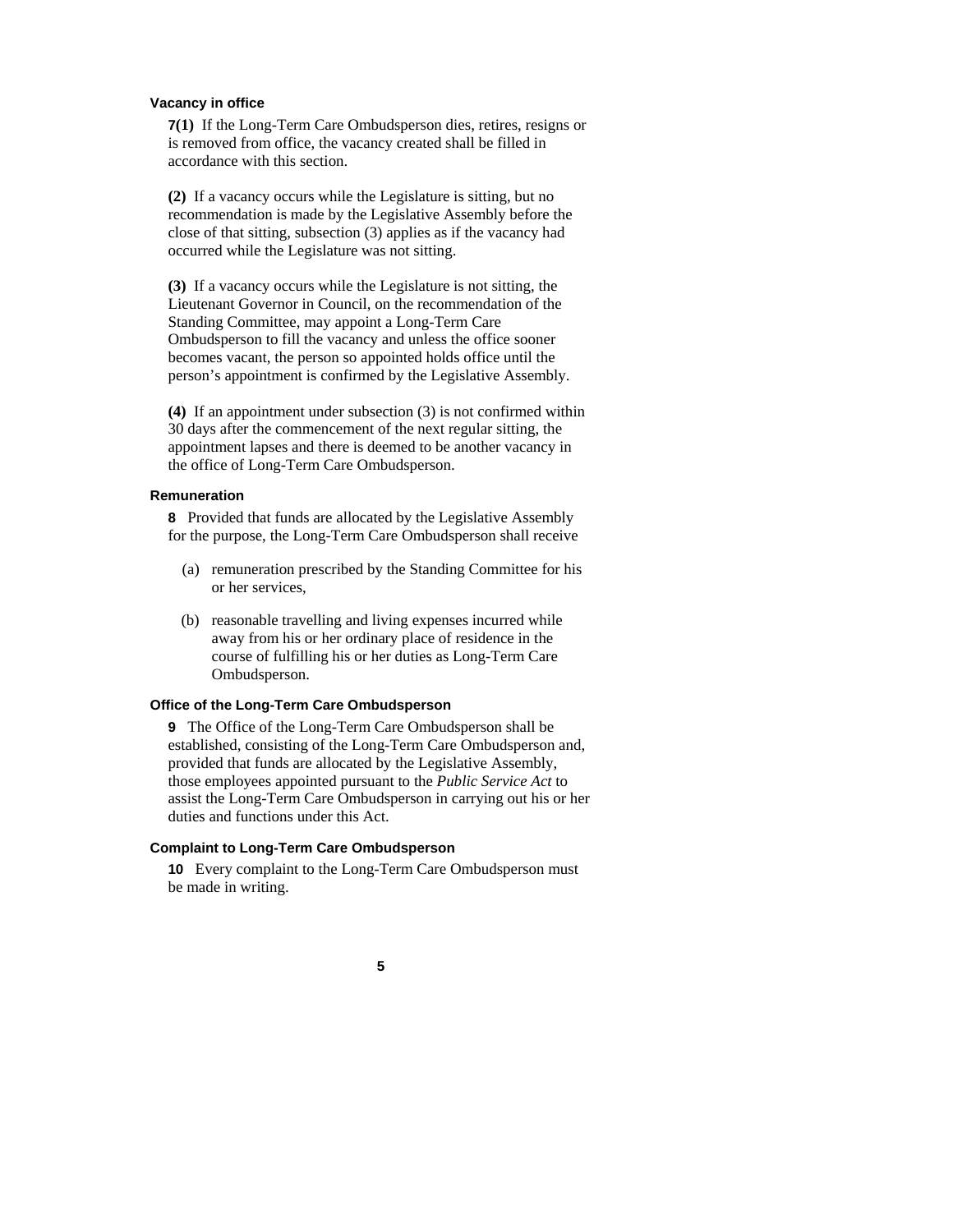### Vacancy in office

**7(1)** If the Long-Term Care Ombudsperson dies, retires, resigns or is removed from office, the vacancy created shall be filled in accordance with this section.

**(2)** If a vacancy occurs while the Legislature is sitting, but no recommendation is made by the Legislative Assembly before the close of that sitting, subsection (3) applies as if the vacancy had occurred while the Legislature was not sitting.

**(3)** If a vacancy occurs while the Legislature is not sitting, the Lieutenant Governor in Council, on the recommendation of the Standing Committee, may appoint a Long-Term Care Ombudsperson to fill the vacancy and unless the office sooner becomes vacant, the person so appointed holds office until the person's appointment is confirmed by the Legislative Assembly.

**(4)** If an appointment under subsection (3) is not confirmed within 30 days after the commencement of the next regular sitting, the appointment lapses and there is deemed to be another vacancy in the office of Long-Term Care Ombudsperson.

### Remuneration

**8** Provided that funds are allocated by the Legislative Assembly for the purpose, the Long-Term Care Ombudsperson shall receive

(a) remuneration prescribed by the Standing Committee for his or her services,

(b) reasonable travelling and living expenses incurred while away from his or her ordinary place of residence in the course of fulfilling his or her duties as Long-Term Care Ombudsperson.

### Office of the Long-Term Care Ombudsperson

**9** The Office of the Long-Term Care Ombudsperson shall be established, consisting of the Long-Term Care Ombudsperson and, provided that funds are allocated by the Legislative Assembly, those employees appointed pursuant to the *Public Service Act* to assist the Long-Term Care Ombudsperson in carrying out his or her duties and functions under this Act.

### Complaint to Long-Term Care Ombudsperson

**10** Every complaint to the Long-Term Care Ombudsperson must be made in writing.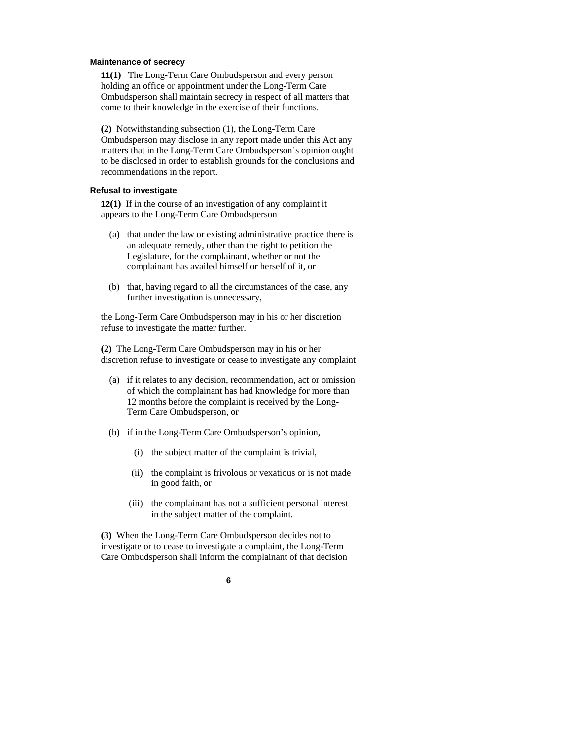### Maintenance of secrecy

**11(1)** The Long-Term Care Ombudsperson and every person holding an office or appointment under the Long-Term Care Ombudsperson shall maintain secrecy in respect of all matters that come to their knowledge in the exercise of their functions.

**(2)** Notwithstanding subsection (1), the Long-Term Care Ombudsperson may disclose in any report made under this Act any matters that in the Long-Term Care Ombudsperson's opinion ought to be disclosed in order to establish grounds for the conclusions and recommendations in the report.

### Refusal to investigate

**12(1)** If in the course of an investigation of any complaint it appears to the Long-Term Care Ombudsperson

(a) that under the law or existing administrative practice there is an adequate remedy, other than the right to petition the Legislature, for the complainant, whether or not the complainant has availed himself or herself of it, or

(b) that, having regard to all the circumstances of the case, any further investigation is unnecessary,

the Long-Term Care Ombudsperson may in his or her discretion refuse to investigate the matter further.

**(2)** The Long-Term Care Ombudsperson may in his or her discretion refuse to investigate or cease to investigate any complaint

(a) if it relates to any decision, recommendation, act or omission of which the complainant has had knowledge for more than 12 months before the complaint is received by the Long-Term Care Ombudsperson, or

(b) if in the Long-Term Care Ombudsperson's opinion,

(i) the subject matter of the complaint is trivial,

(ii) the complaint is frivolous or vexatious or is not made in good faith, or

(iii) the complainant has not a sufficient personal interest in the subject matter of the complaint.

**(3)** When the Long-Term Care Ombudsperson decides not to investigate or to cease to investigate a complaint, the Long-Term Care Ombudsperson shall inform the complainant of that decision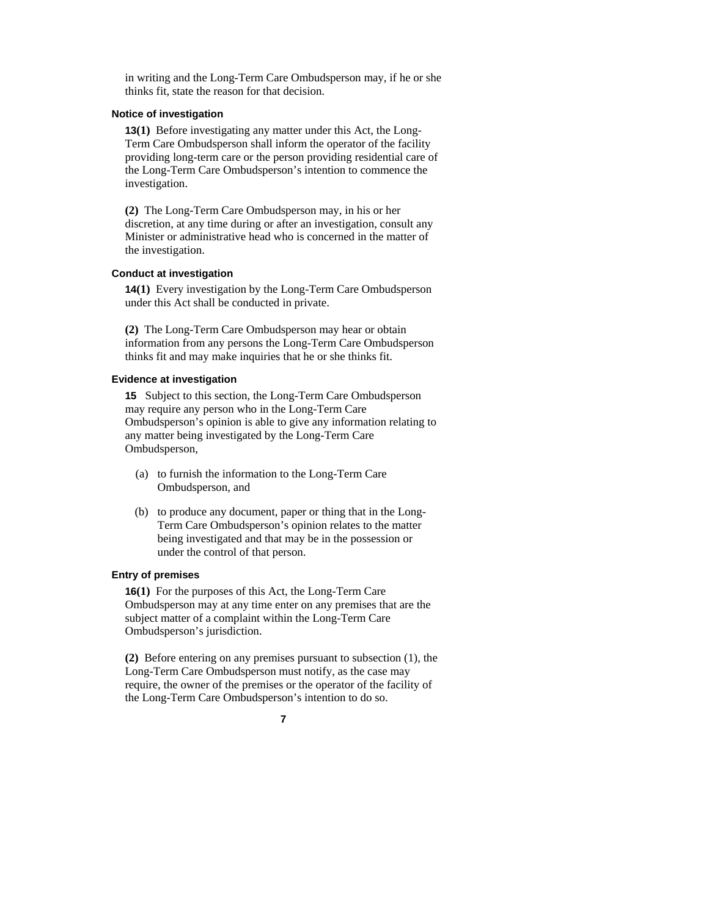in writing and the Long-Term Care Ombudsperson may, if he or she thinks fit, state the reason for that decision.

### Notice of investigation

**13(1)** Before investigating any matter under this Act, the Long-Term Care Ombudsperson shall inform the operator of the facility providing long-term care or the person providing residential care of the Long-Term Care Ombudsperson's intention to commence the investigation.

**(2)** The Long-Term Care Ombudsperson may, in his or her discretion, at any time during or after an investigation, consult any Minister or administrative head who is concerned in the matter of the investigation.

### Conduct at investigation

**14(1)** Every investigation by the Long-Term Care Ombudsperson under this Act shall be conducted in private.

**(2)** The Long-Term Care Ombudsperson may hear or obtain information from any persons the Long-Term Care Ombudsperson thinks fit and may make inquiries that he or she thinks fit.

### Evidence at investigation

**15** Subject to this section, the Long-Term Care Ombudsperson may require any person who in the Long-Term Care Ombudsperson's opinion is able to give any information relating to any matter being investigated by the Long-Term Care Ombudsperson,

(a) to furnish the information to the Long-Term Care Ombudsperson, and

(b) to produce any document, paper or thing that in the Long-Term Care Ombudsperson's opinion relates to the matter being investigated and that may be in the possession or under the control of that person.

### Entry of premises

**16(1)** For the purposes of this Act, the Long-Term Care Ombudsperson may at any time enter on any premises that are the subject matter of a complaint within the Long-Term Care Ombudsperson's jurisdiction.

**(2)** Before entering on any premises pursuant to subsection (1), the Long-Term Care Ombudsperson must notify, as the case may require, the owner of the premises or the operator of the facility of the Long-Term Care Ombudsperson's intention to do so.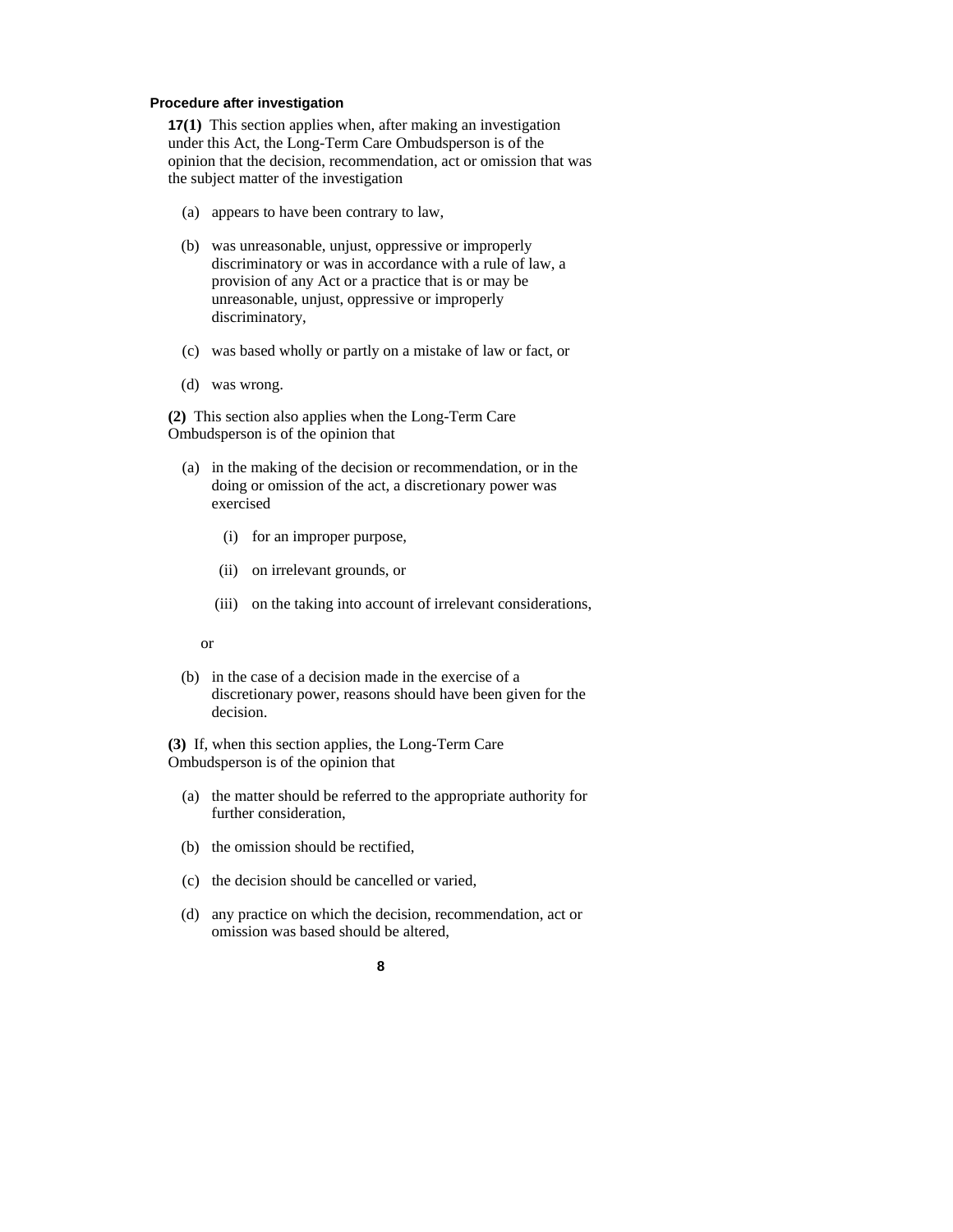**Procedure after investigation**

**17(1)** This section applies when, after making an investigation under this Act, the Long-Term Care Ombudsperson is of the opinion that the decision, recommendation, act or omission that was the subject matter of the investigation

(a) appears to have been contrary to law,

(b) was unreasonable, unjust, oppressive or improperly discriminatory or was in accordance with a rule of law, a provision of any Act or a practice that is or may be unreasonable, unjust, oppressive or improperly discriminatory,

(c) was based wholly or partly on a mistake of law or fact, or

(d) was wrong.

**(2)** This section also applies when the Long-Term Care Ombudsperson is of the opinion that

(a) in the making of the decision or recommendation, or in the doing or omission of the act, a discretionary power was exercised

(i) for an improper purpose,

(ii) on irrelevant grounds, or

(iii) on the taking into account of irrelevant considerations,

or

(b) in the case of a decision made in the exercise of a discretionary power, reasons should have been given for the decision.

**(3)** If, when this section applies, the Long-Term Care Ombudsperson is of the opinion that

(a) the matter should be referred to the appropriate authority for further consideration,

(b) the omission should be rectified,

(c) the decision should be cancelled or varied,

(d) any practice on which the decision, recommendation, act or omission was based should be altered,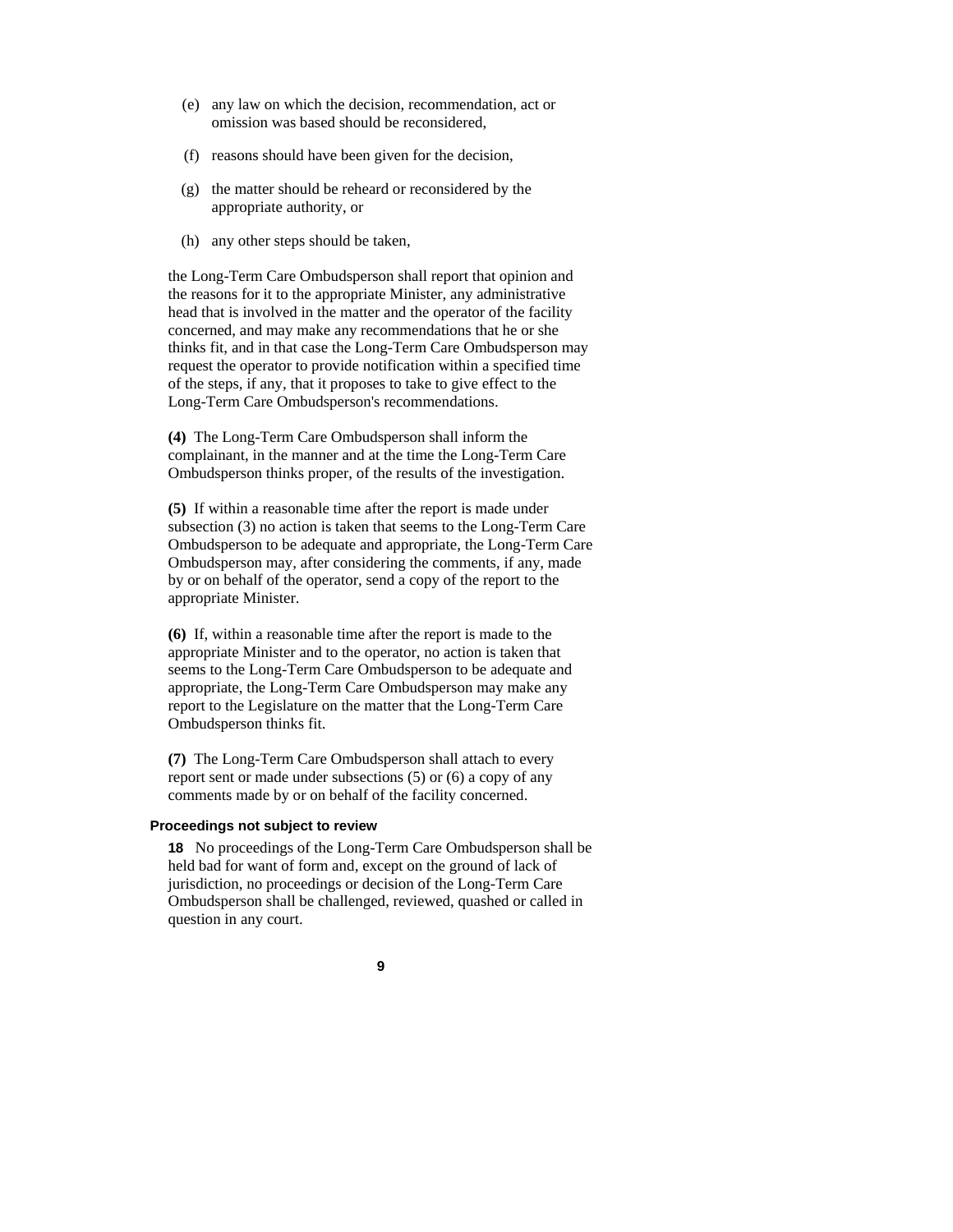(e) any law on which the decision, recommendation, act or omission was based should be reconsidered,

(f) reasons should have been given for the decision,

(g) the matter should be reheard or reconsidered by the appropriate authority, or

(h) any other steps should be taken,

the Long-Term Care Ombudsperson shall report that opinion and the reasons for it to the appropriate Minister, any administrative head that is involved in the matter and the operator of the facility concerned, and may make any recommendations that he or she thinks fit, and in that case the Long-Term Care Ombudsperson may request the operator to provide notification within a specified time of the steps, if any, that it proposes to take to give effect to the Long-Term Care Ombudsperson's recommendations.

**(4)** The Long-Term Care Ombudsperson shall inform the complainant, in the manner and at the time the Long-Term Care Ombudsperson thinks proper, of the results of the investigation.

**(5)** If within a reasonable time after the report is made under subsection (3) no action is taken that seems to the Long-Term Care Ombudsperson to be adequate and appropriate, the Long-Term Care Ombudsperson may, after considering the comments, if any, made by or on behalf of the operator, send a copy of the report to the appropriate Minister.

**(6)** If, within a reasonable time after the report is made to the appropriate Minister and to the operator, no action is taken that seems to the Long-Term Care Ombudsperson to be adequate and appropriate, the Long-Term Care Ombudsperson may make any report to the Legislature on the matter that the Long-Term Care Ombudsperson thinks fit.

**(7)** The Long-Term Care Ombudsperson shall attach to every report sent or made under subsections (5) or (6) a copy of any comments made by or on behalf of the facility concerned.

**Proceedings not subject to review**

**18** No proceedings of the Long-Term Care Ombudsperson shall be held bad for want of form and, except on the ground of lack of jurisdiction, no proceedings or decision of the Long-Term Care Ombudsperson shall be challenged, reviewed, quashed or called in question in any court.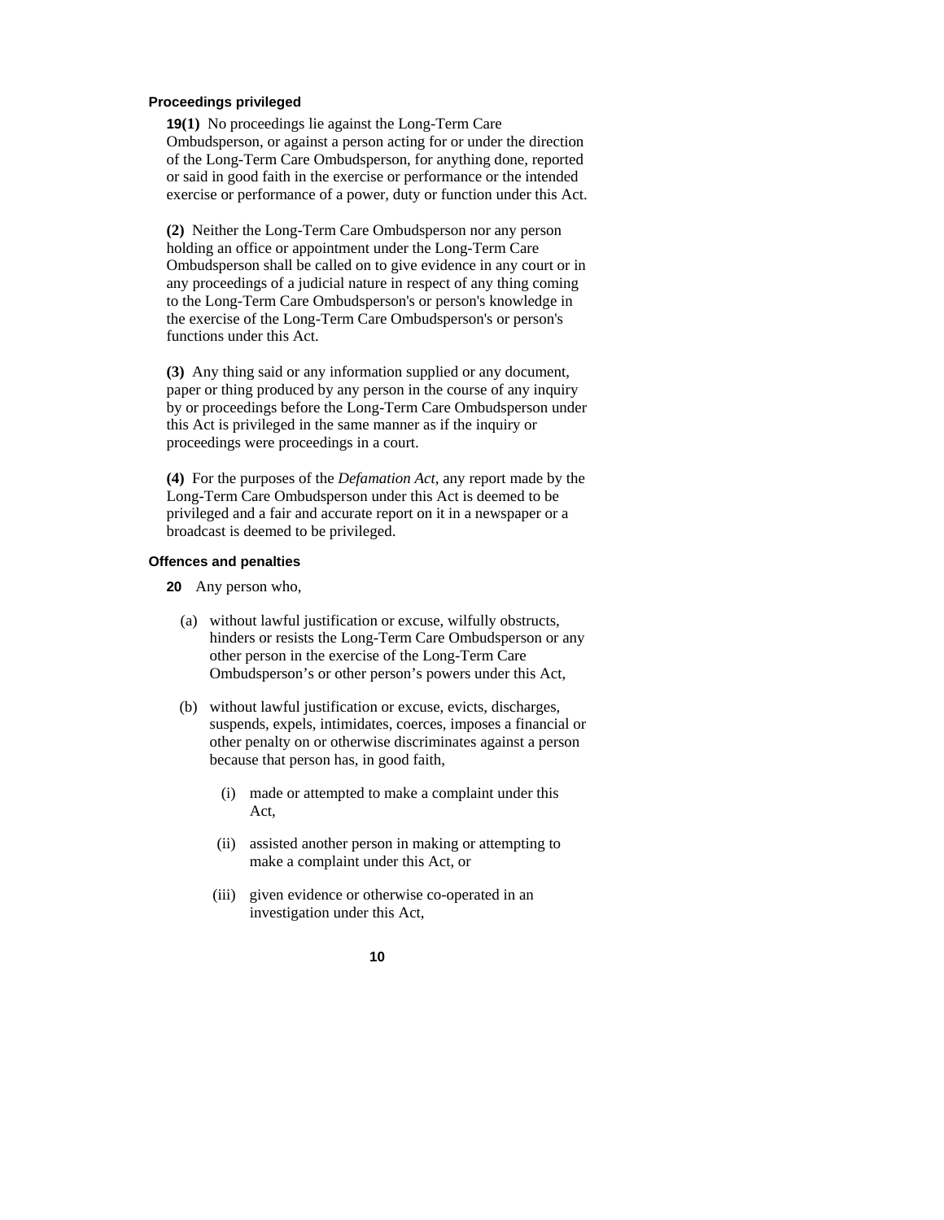#### Proceedings privileged

**19(1)** No proceedings lie against the Long-Term Care Ombudsperson, or against a person acting for or under the direction of the Long-Term Care Ombudsperson, for anything done, reported or said in good faith in the exercise or performance or the intended exercise or performance of a power, duty or function under this Act.

**(2)** Neither the Long-Term Care Ombudsperson nor any person holding an office or appointment under the Long-Term Care Ombudsperson shall be called on to give evidence in any court or in any proceedings of a judicial nature in respect of any thing coming to the Long-Term Care Ombudsperson's or person's knowledge in the exercise of the Long-Term Care Ombudsperson's or person's functions under this Act.

**(3)** Any thing said or any information supplied or any document, paper or thing produced by any person in the course of any inquiry by or proceedings before the Long-Term Care Ombudsperson under this Act is privileged in the same manner as if the inquiry or proceedings were proceedings in a court.

**(4)** For the purposes of the *Defamation Act*, any report made by the Long-Term Care Ombudsperson under this Act is deemed to be privileged and a fair and accurate report on it in a newspaper or a broadcast is deemed to be privileged.

#### Offences and penalties

**20** Any person who,

(a) without lawful justification or excuse, wilfully obstructs, hinders or resists the Long-Term Care Ombudsperson or any other person in the exercise of the Long-Term Care Ombudsperson's or other person's powers under this Act,

(b) without lawful justification or excuse, evicts, discharges, suspends, expels, intimidates, coerces, imposes a financial or other penalty on or otherwise discriminates against a person because that person has, in good faith,

(i) made or attempted to make a complaint under this Act,

(ii) assisted another person in making or attempting to make a complaint under this Act, or

(iii) given evidence or otherwise co-operated in an investigation under this Act,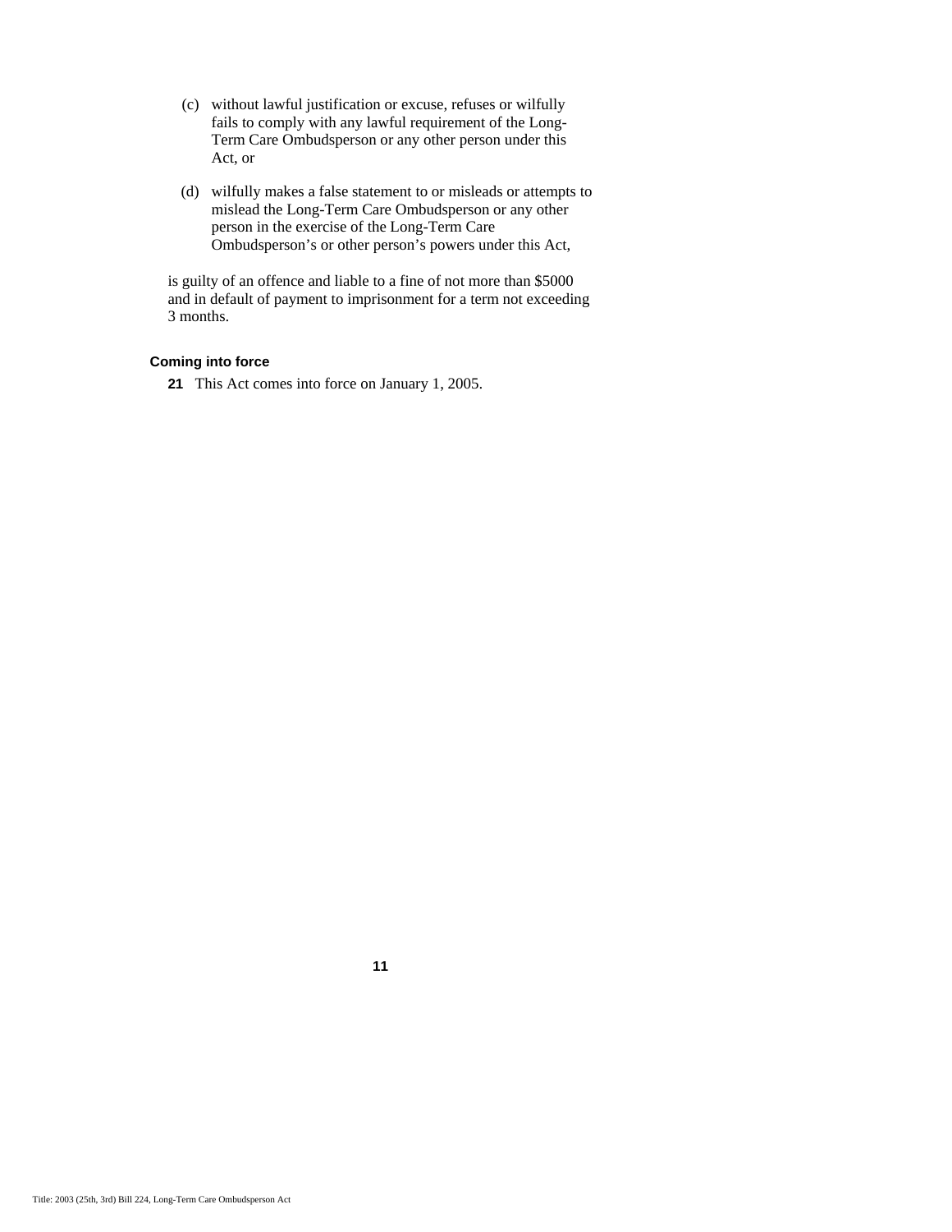(c) without lawful justification or excuse, refuses or wilfully fails to comply with any lawful requirement of the Long-Term Care Ombudsperson or any other person under this Act, or

(d) wilfully makes a false statement to or misleads or attempts to mislead the Long-Term Care Ombudsperson or any other person in the exercise of the Long-Term Care Ombudsperson's or other person's powers under this Act,

is guilty of an offence and liable to a fine of not more than $5000 and in default of payment to imprisonment for a term not exceeding 3 months.

**Coming into force**

**21** This Act comes into force on January 1, 2005.